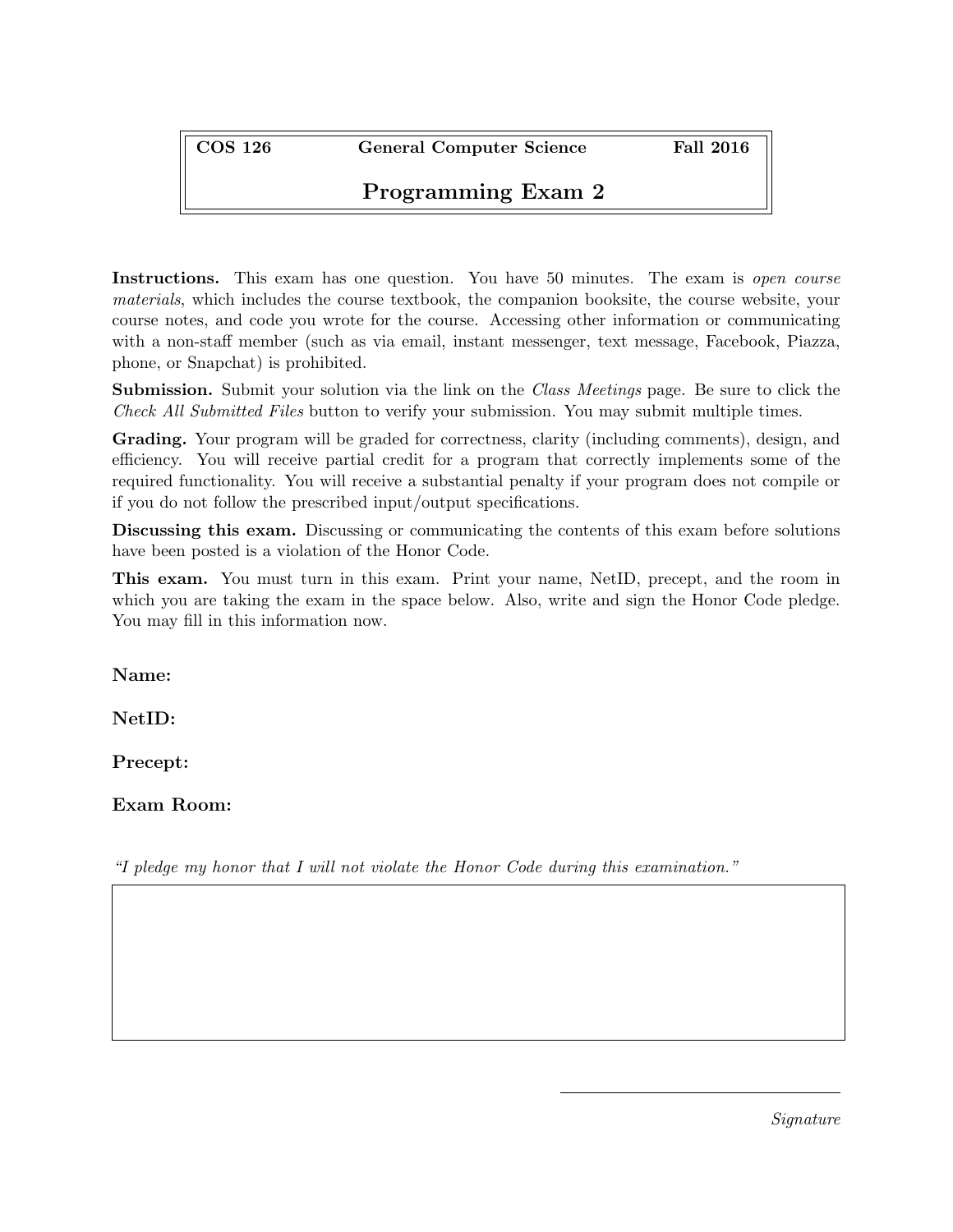| COS 126 | General Computer Science | Fall 2016 |
|---|---|---|

# Programming Exam 2

**Instructions.** This exam has one question. You have 50 minutes. The exam is *open course materials*, which includes the course textbook, the companion booksite, the course website, your course notes, and code you wrote for the course. Accessing other information or communicating with a non-staff member (such as via email, instant messenger, text message, Facebook, Piazza, phone, or Snapchat) is prohibited.

**Submission.** Submit your solution via the link on the *Class Meetings* page. Be sure to click the *Check All Submitted Files* button to verify your submission. You may submit multiple times.

**Grading.** Your program will be graded for correctness, clarity (including comments), design, and efficiency. You will receive partial credit for a program that correctly implements some of the required functionality. You will receive a substantial penalty if your program does not compile or if you do not follow the prescribed input/output specifications.

**Discussing this exam.** Discussing or communicating the contents of this exam before solutions have been posted is a violation of the Honor Code.

**This exam.** You must turn in this exam. Print your name, NetID, precept, and the room in which you are taking the exam in the space below. Also, write and sign the Honor Code pledge. You may fill in this information now.

**Name:**

**NetID:**

**Precept:**

**Exam Room:**

*"I pledge my honor that I will not violate the Honor Code during this examination."*

*Signature*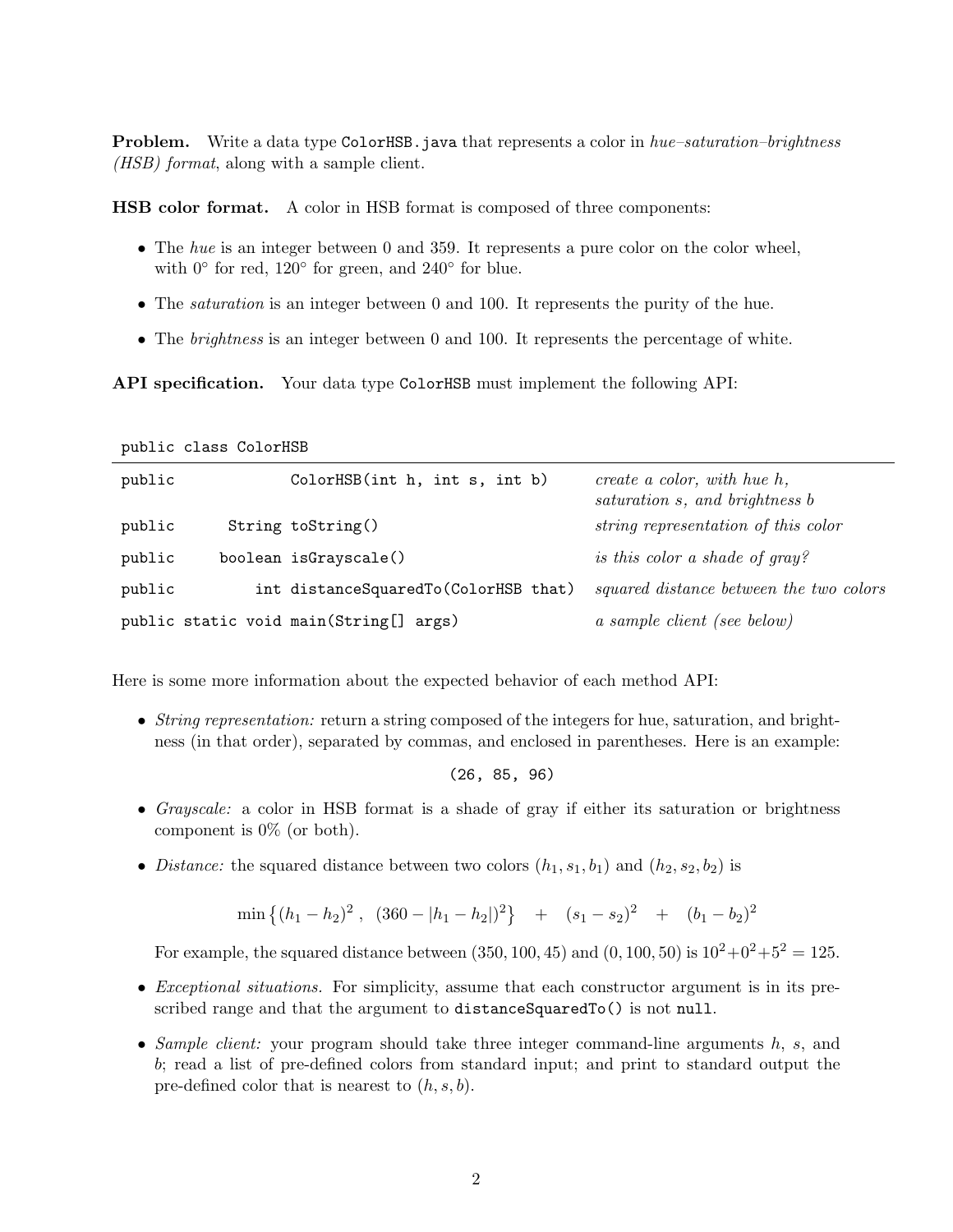**Problem.** Write a data type `ColorHSB.java` that represents a color in *hue–saturation–brightness (HSB) format*, along with a sample client.

**HSB color format.** A color in HSB format is composed of three components:

- The *hue* is an integer between 0 and 359. It represents a pure color on the color wheel, with 0° for red, 120° for green, and 240° for blue.
- The *saturation* is an integer between 0 and 100. It represents the purity of the hue.
- The *brightness* is an integer between 0 and 100. It represents the percentage of white.

**API specification.** Your data type `ColorHSB` must implement the following API:

`public class ColorHSB`

| | | |
|---|---|---|
| `public` | `ColorHSB(int h, int s, int b)` | *create a color, with hue h, saturation s, and brightness b* |
| `public` | `String toString()` | *string representation of this color* |
| `public` | `boolean isGrayscale()` | *is this color a shade of gray?* |
| `public` | `int distanceSquaredTo(ColorHSB that)` | *squared distance between the two colors* |
| `public static void main(String[] args)` | | *a sample client (see below)* |

Here is some more information about the expected behavior of each method API:

- *String representation:* return a string composed of the integers for hue, saturation, and brightness (in that order), separated by commas, and enclosed in parentheses. Here is an example:

```
(26, 85, 96)
```

- *Grayscale:* a color in HSB format is a shade of gray if either its saturation or brightness component is 0% (or both).
- *Distance:* the squared distance between two colors $(h_1, s_1, b_1)$ and $(h_2, s_2, b_2)$ is

$$\min\left\{(h_1 - h_2)^2\ ,\ \ (360 - |h_1 - h_2|)^2\right\} \quad + \quad (s_1 - s_2)^2 \quad + \quad (b_1 - b_2)^2$$

  For example, the squared distance between $(350, 100, 45)$ and $(0, 100, 50)$ is $10^2 + 0^2 + 5^2 = 125$.

- *Exceptional situations.* For simplicity, assume that each constructor argument is in its prescribed range and that the argument to `distanceSquaredTo()` is not `null`.
- *Sample client:* your program should take three integer command-line arguments $h$, $s$, and $b$; read a list of pre-defined colors from standard input; and print to standard output the pre-defined color that is nearest to $(h, s, b)$.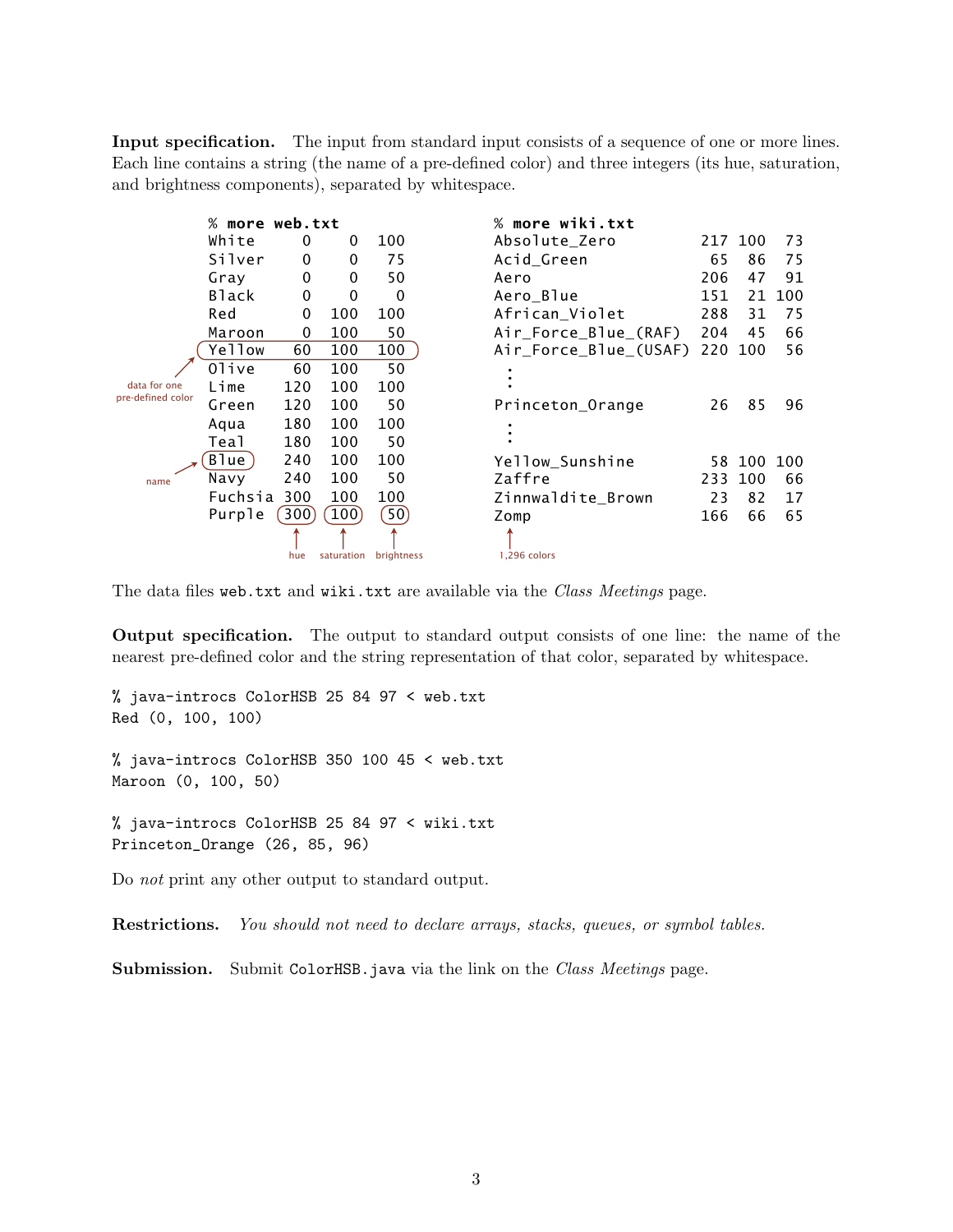**Input specification.** The input from standard input consists of a sequence of one or more lines. Each line contains a string (the name of a pre-defined color) and three integers (its hue, saturation, and brightness components), separated by whitespace.

```
% more web.txt
White      0    0  100
Silver     0    0   75
Gray       0    0   50
Black      0    0    0
Red        0  100  100
Maroon     0  100   50
Yellow    60  100  100
Olive     60  100   50
Lime     120  100  100
Green    120  100   50
Aqua     180  100  100
Teal     180  100   50
Blue     240  100  100
Navy     240  100   50
Fuchsia  300  100  100
Purple   300  100   50
```

data for one pre-defined color

name

hue

saturation

brightness

```
% more wiki.txt
Absolute_Zero            217 100  73
Acid_Green                65  86  75
Aero                     206  47  91
Aero_Blue                151  21 100
African_Violet           288  31  75
Air_Force_Blue_(RAF)     204  45  66
Air_Force_Blue_(USAF)    220 100  56
  :
Princeton_Orange          26  85  96
  :
Yellow_Sunshine           58 100 100
Zaffre                   233 100  66
Zinnwaldite_Brown         23  82  17
Zomp                     166  66  65
```

1,296 colors

The data files `web.txt` and `wiki.txt` are available via the *Class Meetings* page.

**Output specification.** The output to standard output consists of one line: the name of the nearest pre-defined color and the string representation of that color, separated by whitespace.

```
% java-introcs ColorHSB 25 84 97 < web.txt
Red (0, 100, 100)

% java-introcs ColorHSB 350 100 45 < web.txt
Maroon (0, 100, 50)

% java-introcs ColorHSB 25 84 97 < wiki.txt
Princeton_Orange (26, 85, 96)
```

Do *not* print any other output to standard output.

**Restrictions.** *You should not need to declare arrays, stacks, queues, or symbol tables.*

**Submission.** Submit `ColorHSB.java` via the link on the *Class Meetings* page.